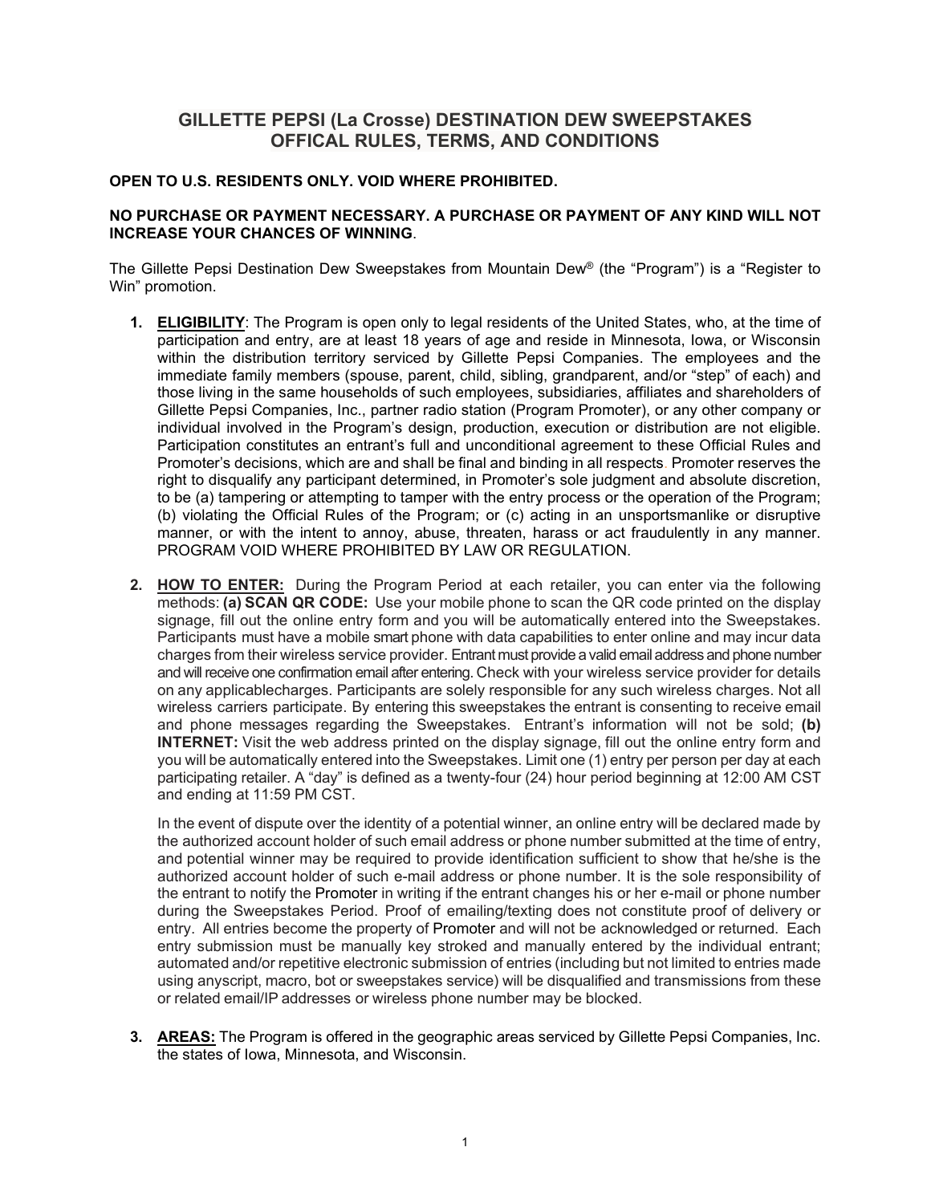# GILLETTE PEPSI (La Crosse) DESTINATION DEW SWEEPSTAKES
# OFFICAL RULES, TERMS, AND CONDITIONS

**OPEN TO U.S. RESIDENTS ONLY. VOID WHERE PROHIBITED.**

**NO PURCHASE OR PAYMENT NECESSARY. A PURCHASE OR PAYMENT OF ANY KIND WILL NOT INCREASE YOUR CHANCES OF WINNING**.

The Gillette Pepsi Destination Dew Sweepstakes from Mountain Dew® (the "Program") is a "Register to Win" promotion.

1. **ELIGIBILITY**: The Program is open only to legal residents of the United States, who, at the time of participation and entry, are at least 18 years of age and reside in Minnesota, Iowa, or Wisconsin within the distribution territory serviced by Gillette Pepsi Companies. The employees and the immediate family members (spouse, parent, child, sibling, grandparent, and/or "step" of each) and those living in the same households of such employees, subsidiaries, affiliates and shareholders of Gillette Pepsi Companies, Inc., partner radio station (Program Promoter), or any other company or individual involved in the Program's design, production, execution or distribution are not eligible. Participation constitutes an entrant's full and unconditional agreement to these Official Rules and Promoter's decisions, which are and shall be final and binding in all respects. Promoter reserves the right to disqualify any participant determined, in Promoter's sole judgment and absolute discretion, to be (a) tampering or attempting to tamper with the entry process or the operation of the Program; (b) violating the Official Rules of the Program; or (c) acting in an unsportsmanlike or disruptive manner, or with the intent to annoy, abuse, threaten, harass or act fraudulently in any manner. PROGRAM VOID WHERE PROHIBITED BY LAW OR REGULATION.

2. **HOW TO ENTER:** During the Program Period at each retailer, you can enter via the following methods: **(a) SCAN QR CODE:** Use your mobile phone to scan the QR code printed on the display signage, fill out the online entry form and you will be automatically entered into the Sweepstakes. Participants must have a mobile smart phone with data capabilities to enter online and may incur data charges from their wireless service provider. Entrant must provide a valid email address and phone number and will receive one confirmation email after entering. Check with your wireless service provider for details on any applicablecharges. Participants are solely responsible for any such wireless charges. Not all wireless carriers participate. By entering this sweepstakes the entrant is consenting to receive email and phone messages regarding the Sweepstakes. Entrant's information will not be sold; **(b) INTERNET:** Visit the web address printed on the display signage, fill out the online entry form and you will be automatically entered into the Sweepstakes. Limit one (1) entry per person per day at each participating retailer. A "day" is defined as a twenty-four (24) hour period beginning at 12:00 AM CST and ending at 11:59 PM CST.

   In the event of dispute over the identity of a potential winner, an online entry will be declared made by the authorized account holder of such email address or phone number submitted at the time of entry, and potential winner may be required to provide identification sufficient to show that he/she is the authorized account holder of such e-mail address or phone number. It is the sole responsibility of the entrant to notify the Promoter in writing if the entrant changes his or her e-mail or phone number during the Sweepstakes Period. Proof of emailing/texting does not constitute proof of delivery or entry. All entries become the property of Promoter and will not be acknowledged or returned. Each entry submission must be manually key stroked and manually entered by the individual entrant; automated and/or repetitive electronic submission of entries (including but not limited to entries made using anyscript, macro, bot or sweepstakes service) will be disqualified and transmissions from these or related email/IP addresses or wireless phone number may be blocked.

3. **AREAS:** The Program is offered in the geographic areas serviced by Gillette Pepsi Companies, Inc. the states of Iowa, Minnesota, and Wisconsin.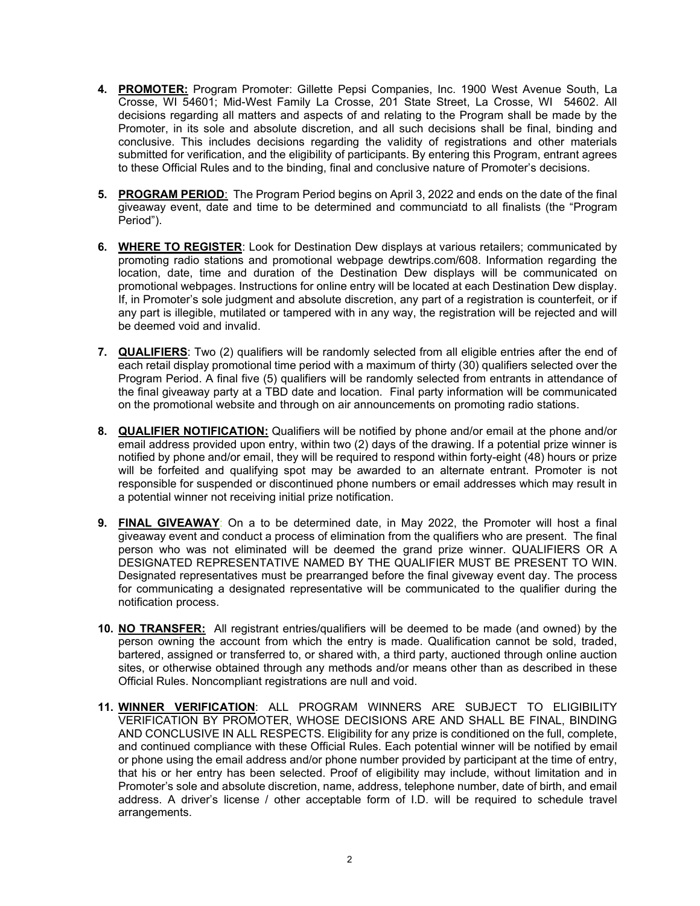4. **PROMOTER:** Program Promoter: Gillette Pepsi Companies, Inc. 1900 West Avenue South, La Crosse, WI 54601; Mid-West Family La Crosse, 201 State Street, La Crosse, WI 54602. All decisions regarding all matters and aspects of and relating to the Program shall be made by the Promoter, in its sole and absolute discretion, and all such decisions shall be final, binding and conclusive. This includes decisions regarding the validity of registrations and other materials submitted for verification, and the eligibility of participants. By entering this Program, entrant agrees to these Official Rules and to the binding, final and conclusive nature of Promoter's decisions.

5. **PROGRAM PERIOD**: The Program Period begins on April 3, 2022 and ends on the date of the final giveaway event, date and time to be determined and communciatd to all finalists (the "Program Period").

6. **WHERE TO REGISTER**: Look for Destination Dew displays at various retailers; communicated by promoting radio stations and promotional webpage dewtrips.com/608. Information regarding the location, date, time and duration of the Destination Dew displays will be communicated on promotional webpages. Instructions for online entry will be located at each Destination Dew display. If, in Promoter's sole judgment and absolute discretion, any part of a registration is counterfeit, or if any part is illegible, mutilated or tampered with in any way, the registration will be rejected and will be deemed void and invalid.

7. **QUALIFIERS**: Two (2) qualifiers will be randomly selected from all eligible entries after the end of each retail display promotional time period with a maximum of thirty (30) qualifiers selected over the Program Period. A final five (5) qualifiers will be randomly selected from entrants in attendance of the final giveaway party at a TBD date and location. Final party information will be communicated on the promotional website and through on air announcements on promoting radio stations.

8. **QUALIFIER NOTIFICATION:** Qualifiers will be notified by phone and/or email at the phone and/or email address provided upon entry, within two (2) days of the drawing. If a potential prize winner is notified by phone and/or email, they will be required to respond within forty-eight (48) hours or prize will be forfeited and qualifying spot may be awarded to an alternate entrant. Promoter is not responsible for suspended or discontinued phone numbers or email addresses which may result in a potential winner not receiving initial prize notification.

9. **FINAL GIVEAWAY**: On a to be determined date, in May 2022, the Promoter will host a final giveaway event and conduct a process of elimination from the qualifiers who are present. The final person who was not eliminated will be deemed the grand prize winner. QUALIFIERS OR A DESIGNATED REPRESENTATIVE NAMED BY THE QUALIFIER MUST BE PRESENT TO WIN. Designated representatives must be prearranged before the final giveway event day. The process for communicating a designated representative will be communicated to the qualifier during the notification process.

10. **NO TRANSFER:** All registrant entries/qualifiers will be deemed to be made (and owned) by the person owning the account from which the entry is made. Qualification cannot be sold, traded, bartered, assigned or transferred to, or shared with, a third party, auctioned through online auction sites, or otherwise obtained through any methods and/or means other than as described in these Official Rules. Noncompliant registrations are null and void.

11. **WINNER VERIFICATION**: ALL PROGRAM WINNERS ARE SUBJECT TO ELIGIBILITY VERIFICATION BY PROMOTER, WHOSE DECISIONS ARE AND SHALL BE FINAL, BINDING AND CONCLUSIVE IN ALL RESPECTS. Eligibility for any prize is conditioned on the full, complete, and continued compliance with these Official Rules. Each potential winner will be notified by email or phone using the email address and/or phone number provided by participant at the time of entry, that his or her entry has been selected. Proof of eligibility may include, without limitation and in Promoter's sole and absolute discretion, name, address, telephone number, date of birth, and email address. A driver's license / other acceptable form of I.D. will be required to schedule travel arrangements.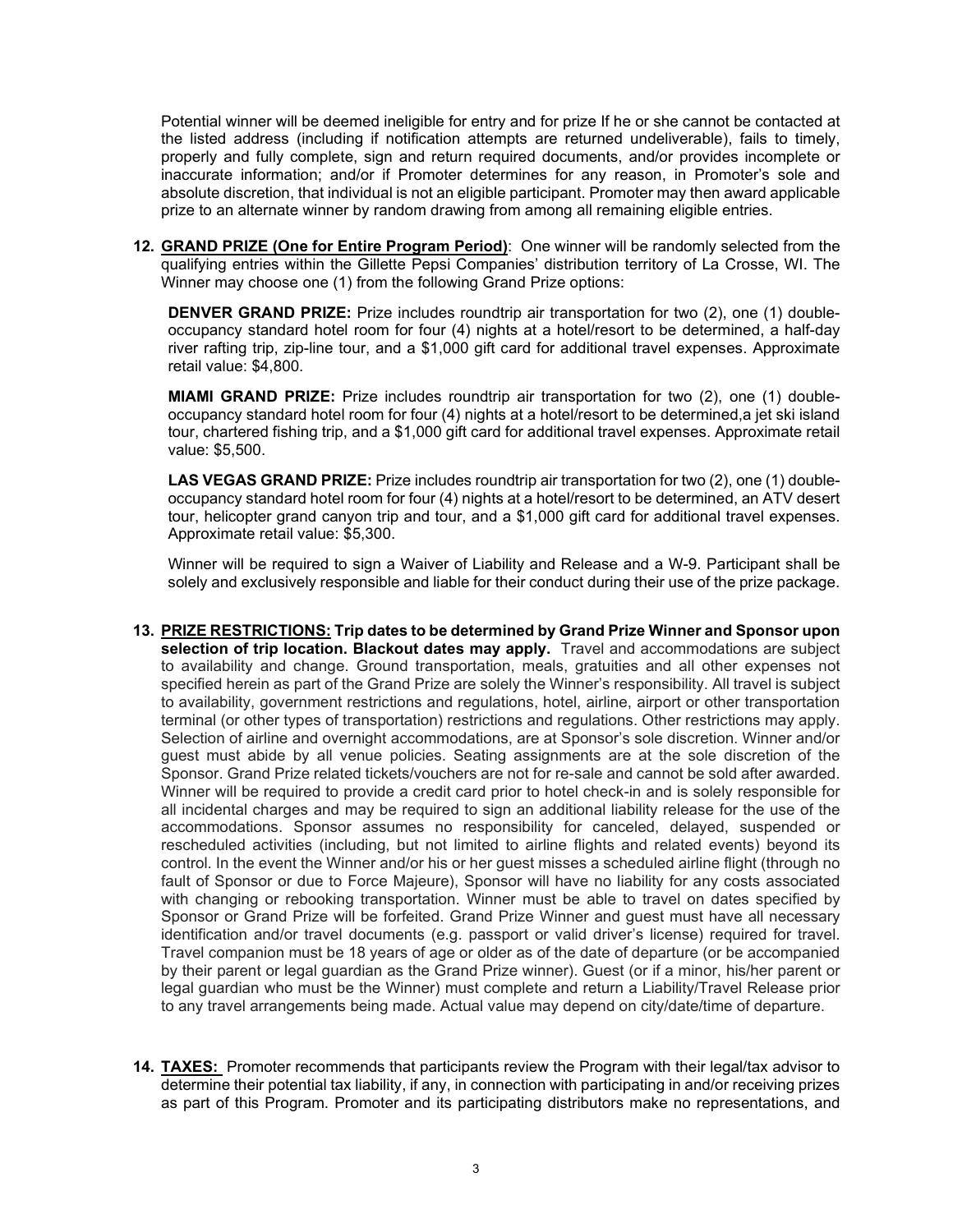Potential winner will be deemed ineligible for entry and for prize If he or she cannot be contacted at the listed address (including if notification attempts are returned undeliverable), fails to timely, properly and fully complete, sign and return required documents, and/or provides incomplete or inaccurate information; and/or if Promoter determines for any reason, in Promoter's sole and absolute discretion, that individual is not an eligible participant. Promoter may then award applicable prize to an alternate winner by random drawing from among all remaining eligible entries.

12. **GRAND PRIZE (One for Entire Program Period)**: One winner will be randomly selected from the qualifying entries within the Gillette Pepsi Companies' distribution territory of La Crosse, WI. The Winner may choose one (1) from the following Grand Prize options:

    **DENVER GRAND PRIZE:** Prize includes roundtrip air transportation for two (2), one (1) double-occupancy standard hotel room for four (4) nights at a hotel/resort to be determined, a half-day river rafting trip, zip-line tour, and a $1,000 gift card for additional travel expenses. Approximate retail value: $4,800.

    **MIAMI GRAND PRIZE:** Prize includes roundtrip air transportation for two (2), one (1) double-occupancy standard hotel room for four (4) nights at a hotel/resort to be determined,a jet ski island tour, chartered fishing trip, and a $1,000 gift card for additional travel expenses. Approximate retail value: $5,500.

    **LAS VEGAS GRAND PRIZE:** Prize includes roundtrip air transportation for two (2), one (1) double-occupancy standard hotel room for four (4) nights at a hotel/resort to be determined, an ATV desert tour, helicopter grand canyon trip and tour, and a $1,000 gift card for additional travel expenses. Approximate retail value: $5,300.

    Winner will be required to sign a Waiver of Liability and Release and a W-9. Participant shall be solely and exclusively responsible and liable for their conduct during their use of the prize package.

13. **PRIZE RESTRICTIONS: Trip dates to be determined by Grand Prize Winner and Sponsor upon selection of trip location. Blackout dates may apply.** Travel and accommodations are subject to availability and change. Ground transportation, meals, gratuities and all other expenses not specified herein as part of the Grand Prize are solely the Winner's responsibility. All travel is subject to availability, government restrictions and regulations, hotel, airline, airport or other transportation terminal (or other types of transportation) restrictions and regulations. Other restrictions may apply. Selection of airline and overnight accommodations, are at Sponsor's sole discretion. Winner and/or guest must abide by all venue policies. Seating assignments are at the sole discretion of the Sponsor. Grand Prize related tickets/vouchers are not for re-sale and cannot be sold after awarded. Winner will be required to provide a credit card prior to hotel check-in and is solely responsible for all incidental charges and may be required to sign an additional liability release for the use of the accommodations. Sponsor assumes no responsibility for canceled, delayed, suspended or rescheduled activities (including, but not limited to airline flights and related events) beyond its control. In the event the Winner and/or his or her guest misses a scheduled airline flight (through no fault of Sponsor or due to Force Majeure), Sponsor will have no liability for any costs associated with changing or rebooking transportation. Winner must be able to travel on dates specified by Sponsor or Grand Prize will be forfeited. Grand Prize Winner and guest must have all necessary identification and/or travel documents (e.g. passport or valid driver's license) required for travel. Travel companion must be 18 years of age or older as of the date of departure (or be accompanied by their parent or legal guardian as the Grand Prize winner). Guest (or if a minor, his/her parent or legal guardian who must be the Winner) must complete and return a Liability/Travel Release prior to any travel arrangements being made. Actual value may depend on city/date/time of departure.

14. **TAXES:** Promoter recommends that participants review the Program with their legal/tax advisor to determine their potential tax liability, if any, in connection with participating in and/or receiving prizes as part of this Program. Promoter and its participating distributors make no representations, and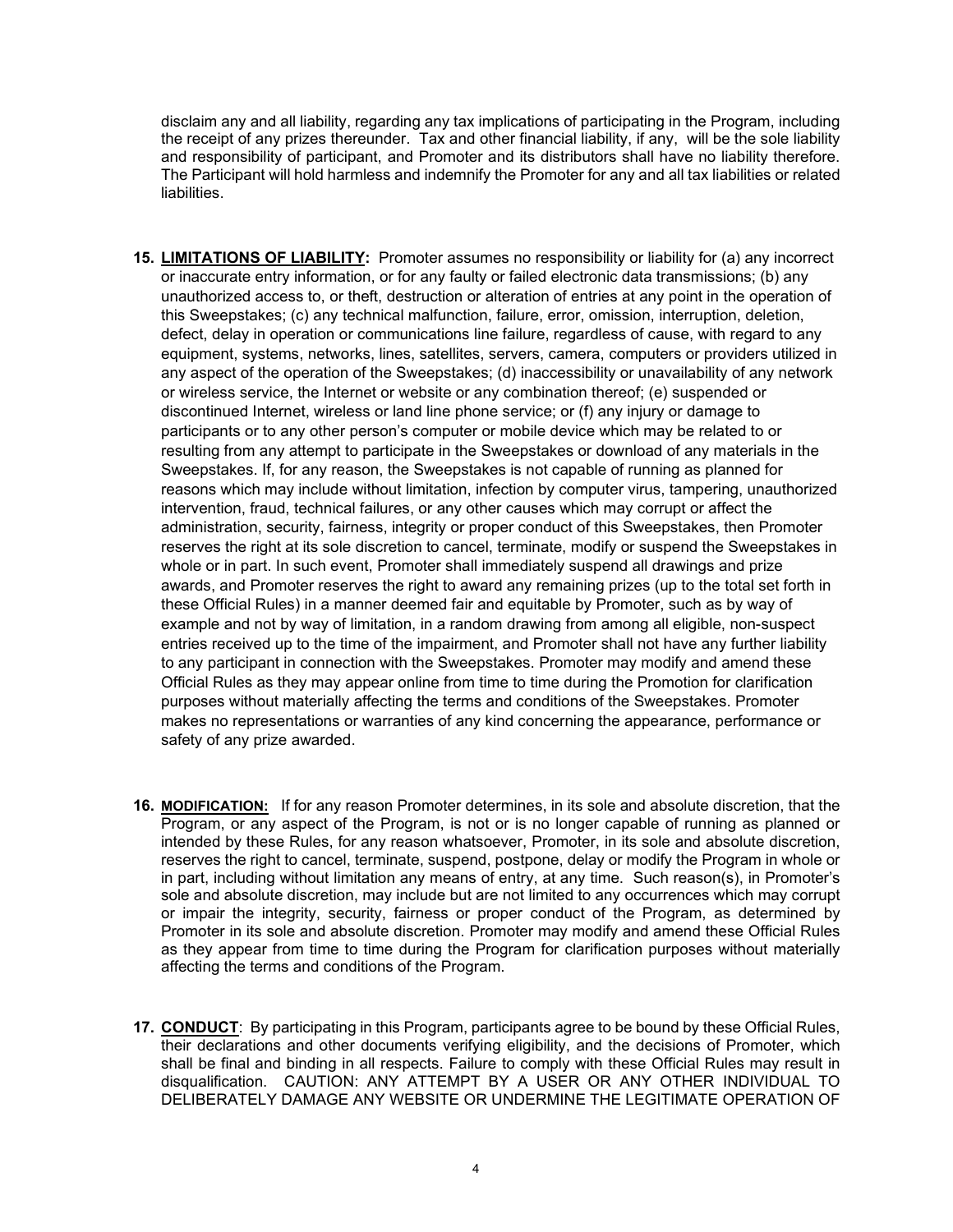disclaim any and all liability, regarding any tax implications of participating in the Program, including the receipt of any prizes thereunder. Tax and other financial liability, if any, will be the sole liability and responsibility of participant, and Promoter and its distributors shall have no liability therefore. The Participant will hold harmless and indemnify the Promoter for any and all tax liabilities or related liabilities.

15. **LIMITATIONS OF LIABILITY:** Promoter assumes no responsibility or liability for (a) any incorrect or inaccurate entry information, or for any faulty or failed electronic data transmissions; (b) any unauthorized access to, or theft, destruction or alteration of entries at any point in the operation of this Sweepstakes; (c) any technical malfunction, failure, error, omission, interruption, deletion, defect, delay in operation or communications line failure, regardless of cause, with regard to any equipment, systems, networks, lines, satellites, servers, camera, computers or providers utilized in any aspect of the operation of the Sweepstakes; (d) inaccessibility or unavailability of any network or wireless service, the Internet or website or any combination thereof; (e) suspended or discontinued Internet, wireless or land line phone service; or (f) any injury or damage to participants or to any other person's computer or mobile device which may be related to or resulting from any attempt to participate in the Sweepstakes or download of any materials in the Sweepstakes. If, for any reason, the Sweepstakes is not capable of running as planned for reasons which may include without limitation, infection by computer virus, tampering, unauthorized intervention, fraud, technical failures, or any other causes which may corrupt or affect the administration, security, fairness, integrity or proper conduct of this Sweepstakes, then Promoter reserves the right at its sole discretion to cancel, terminate, modify or suspend the Sweepstakes in whole or in part. In such event, Promoter shall immediately suspend all drawings and prize awards, and Promoter reserves the right to award any remaining prizes (up to the total set forth in these Official Rules) in a manner deemed fair and equitable by Promoter, such as by way of example and not by way of limitation, in a random drawing from among all eligible, non-suspect entries received up to the time of the impairment, and Promoter shall not have any further liability to any participant in connection with the Sweepstakes. Promoter may modify and amend these Official Rules as they may appear online from time to time during the Promotion for clarification purposes without materially affecting the terms and conditions of the Sweepstakes. Promoter makes no representations or warranties of any kind concerning the appearance, performance or safety of any prize awarded.

16. **MODIFICATION:** If for any reason Promoter determines, in its sole and absolute discretion, that the Program, or any aspect of the Program, is not or is no longer capable of running as planned or intended by these Rules, for any reason whatsoever, Promoter, in its sole and absolute discretion, reserves the right to cancel, terminate, suspend, postpone, delay or modify the Program in whole or in part, including without limitation any means of entry, at any time. Such reason(s), in Promoter's sole and absolute discretion, may include but are not limited to any occurrences which may corrupt or impair the integrity, security, fairness or proper conduct of the Program, as determined by Promoter in its sole and absolute discretion. Promoter may modify and amend these Official Rules as they appear from time to time during the Program for clarification purposes without materially affecting the terms and conditions of the Program.

17. **CONDUCT**: By participating in this Program, participants agree to be bound by these Official Rules, their declarations and other documents verifying eligibility, and the decisions of Promoter, which shall be final and binding in all respects. Failure to comply with these Official Rules may result in disqualification. CAUTION: ANY ATTEMPT BY A USER OR ANY OTHER INDIVIDUAL TO DELIBERATELY DAMAGE ANY WEBSITE OR UNDERMINE THE LEGITIMATE OPERATION OF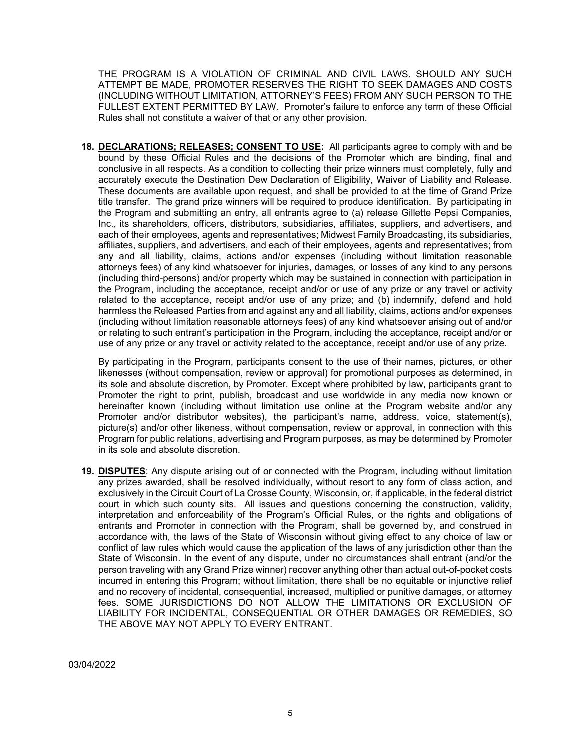THE PROGRAM IS A VIOLATION OF CRIMINAL AND CIVIL LAWS. SHOULD ANY SUCH ATTEMPT BE MADE, PROMOTER RESERVES THE RIGHT TO SEEK DAMAGES AND COSTS (INCLUDING WITHOUT LIMITATION, ATTORNEY'S FEES) FROM ANY SUCH PERSON TO THE FULLEST EXTENT PERMITTED BY LAW. Promoter's failure to enforce any term of these Official Rules shall not constitute a waiver of that or any other provision.

18. **DECLARATIONS; RELEASES; CONSENT TO USE:** All participants agree to comply with and be bound by these Official Rules and the decisions of the Promoter which are binding, final and conclusive in all respects. As a condition to collecting their prize winners must completely, fully and accurately execute the Destination Dew Declaration of Eligibility, Waiver of Liability and Release. These documents are available upon request, and shall be provided to at the time of Grand Prize title transfer. The grand prize winners will be required to produce identification. By participating in the Program and submitting an entry, all entrants agree to (a) release Gillette Pepsi Companies, Inc., its shareholders, officers, distributors, subsidiaries, affiliates, suppliers, and advertisers, and each of their employees, agents and representatives; Midwest Family Broadcasting, its subsidiaries, affiliates, suppliers, and advertisers, and each of their employees, agents and representatives; from any and all liability, claims, actions and/or expenses (including without limitation reasonable attorneys fees) of any kind whatsoever for injuries, damages, or losses of any kind to any persons (including third-persons) and/or property which may be sustained in connection with participation in the Program, including the acceptance, receipt and/or or use of any prize or any travel or activity related to the acceptance, receipt and/or use of any prize; and (b) indemnify, defend and hold harmless the Released Parties from and against any and all liability, claims, actions and/or expenses (including without limitation reasonable attorneys fees) of any kind whatsoever arising out of and/or or relating to such entrant's participation in the Program, including the acceptance, receipt and/or or use of any prize or any travel or activity related to the acceptance, receipt and/or use of any prize.

    By participating in the Program, participants consent to the use of their names, pictures, or other likenesses (without compensation, review or approval) for promotional purposes as determined, in its sole and absolute discretion, by Promoter. Except where prohibited by law, participants grant to Promoter the right to print, publish, broadcast and use worldwide in any media now known or hereinafter known (including without limitation use online at the Program website and/or any Promoter and/or distributor websites), the participant's name, address, voice, statement(s), picture(s) and/or other likeness, without compensation, review or approval, in connection with this Program for public relations, advertising and Program purposes, as may be determined by Promoter in its sole and absolute discretion.

19. **DISPUTES**: Any dispute arising out of or connected with the Program, including without limitation any prizes awarded, shall be resolved individually, without resort to any form of class action, and exclusively in the Circuit Court of La Crosse County, Wisconsin, or, if applicable, in the federal district court in which such county sits. All issues and questions concerning the construction, validity, interpretation and enforceability of the Program's Official Rules, or the rights and obligations of entrants and Promoter in connection with the Program, shall be governed by, and construed in accordance with, the laws of the State of Wisconsin without giving effect to any choice of law or conflict of law rules which would cause the application of the laws of any jurisdiction other than the State of Wisconsin. In the event of any dispute, under no circumstances shall entrant (and/or the person traveling with any Grand Prize winner) recover anything other than actual out-of-pocket costs incurred in entering this Program; without limitation, there shall be no equitable or injunctive relief and no recovery of incidental, consequential, increased, multiplied or punitive damages, or attorney fees. SOME JURISDICTIONS DO NOT ALLOW THE LIMITATIONS OR EXCLUSION OF LIABILITY FOR INCIDENTAL, CONSEQUENTIAL OR OTHER DAMAGES OR REMEDIES, SO THE ABOVE MAY NOT APPLY TO EVERY ENTRANT.

03/04/2022